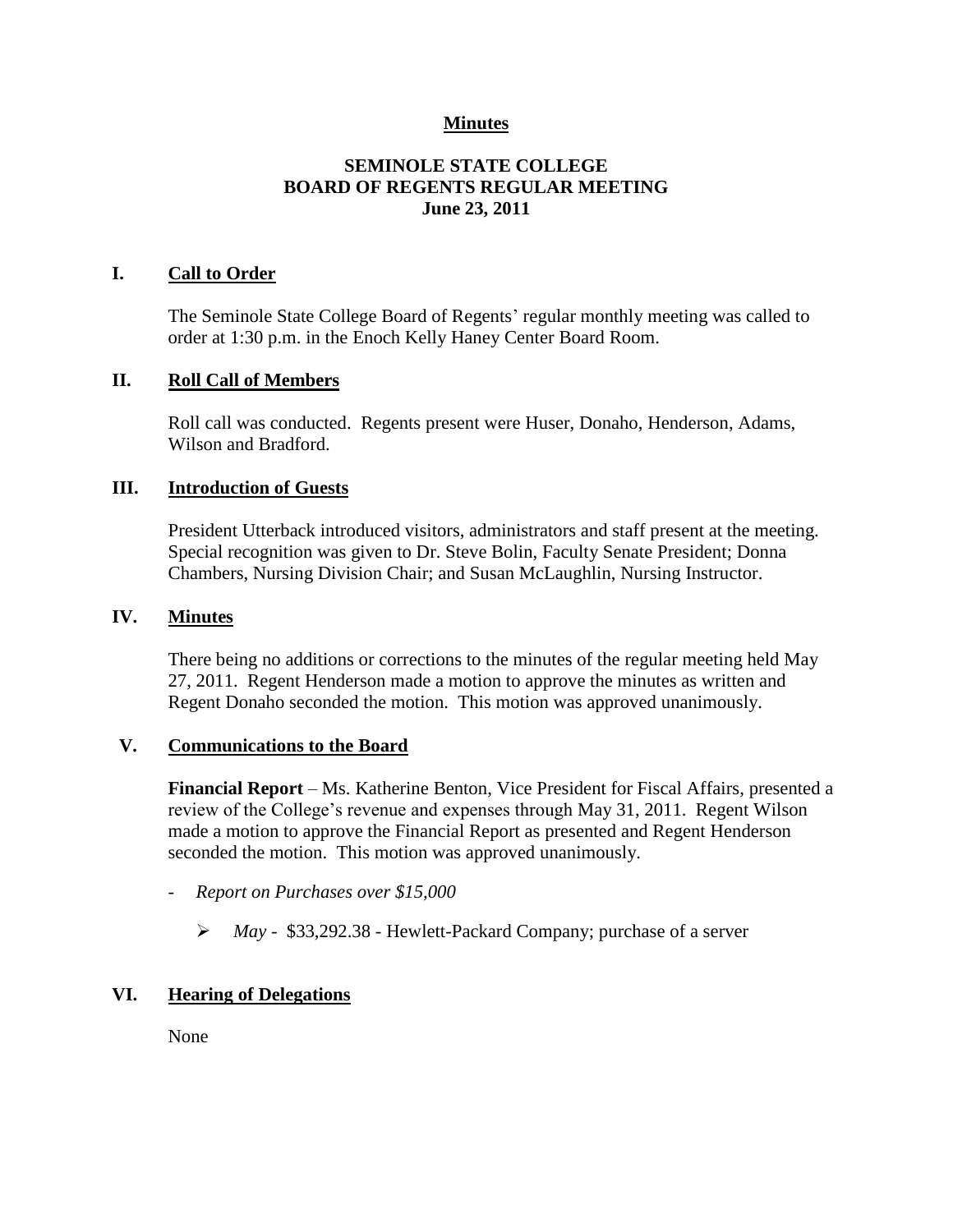**Minutes**

# SEMINOLE STATE COLLEGE
# BOARD OF REGENTS REGULAR MEETING
## June 23, 2011

## I. Call to Order

The Seminole State College Board of Regents' regular monthly meeting was called to order at 1:30 p.m. in the Enoch Kelly Haney Center Board Room.

## II. Roll Call of Members

Roll call was conducted. Regents present were Huser, Donaho, Henderson, Adams, Wilson and Bradford.

## III. Introduction of Guests

President Utterback introduced visitors, administrators and staff present at the meeting. Special recognition was given to Dr. Steve Bolin, Faculty Senate President; Donna Chambers, Nursing Division Chair; and Susan McLaughlin, Nursing Instructor.

## IV. Minutes

There being no additions or corrections to the minutes of the regular meeting held May 27, 2011. Regent Henderson made a motion to approve the minutes as written and Regent Donaho seconded the motion. This motion was approved unanimously.

## V. Communications to the Board

**Financial Report** – Ms. Katherine Benton, Vice President for Fiscal Affairs, presented a review of the College's revenue and expenses through May 31, 2011. Regent Wilson made a motion to approve the Financial Report as presented and Regent Henderson seconded the motion. This motion was approved unanimously.

- *Report on Purchases over $15,000*
  - *May* - $33,292.38 - Hewlett-Packard Company; purchase of a server

## VI. Hearing of Delegations

None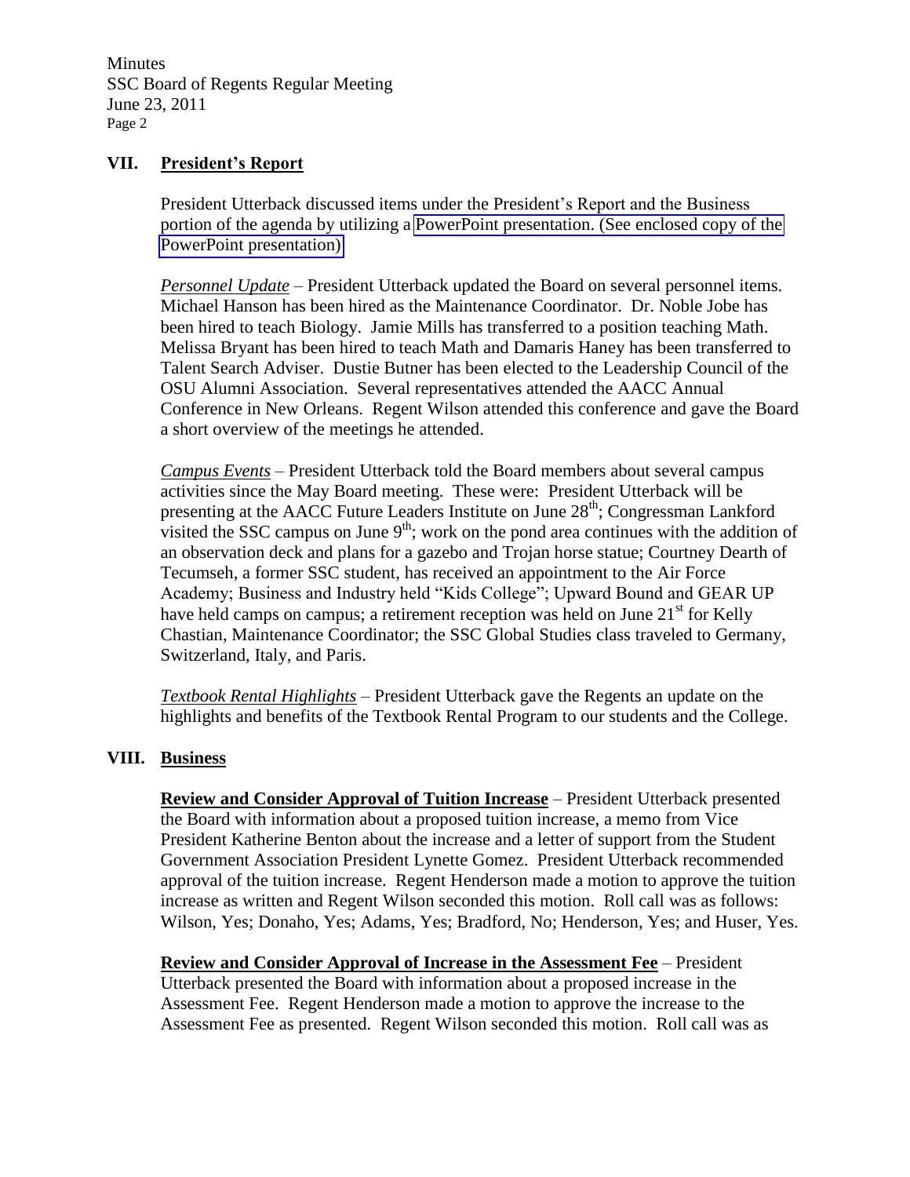## VII. President's Report

President Utterback discussed items under the President's Report and the Business portion of the agenda by utilizing a PowerPoint presentation. (See enclosed copy of the PowerPoint presentation)

*Personnel Update* – President Utterback updated the Board on several personnel items. Michael Hanson has been hired as the Maintenance Coordinator. Dr. Noble Jobe has been hired to teach Biology. Jamie Mills has transferred to a position teaching Math. Melissa Bryant has been hired to teach Math and Damaris Haney has been transferred to Talent Search Adviser. Dustie Butner has been elected to the Leadership Council of the OSU Alumni Association. Several representatives attended the AACC Annual Conference in New Orleans. Regent Wilson attended this conference and gave the Board a short overview of the meetings he attended.

*Campus Events* – President Utterback told the Board members about several campus activities since the May Board meeting. These were: President Utterback will be presenting at the AACC Future Leaders Institute on June 28th; Congressman Lankford visited the SSC campus on June 9th; work on the pond area continues with the addition of an observation deck and plans for a gazebo and Trojan horse statue; Courtney Dearth of Tecumseh, a former SSC student, has received an appointment to the Air Force Academy; Business and Industry held "Kids College"; Upward Bound and GEAR UP have held camps on campus; a retirement reception was held on June 21st for Kelly Chastian, Maintenance Coordinator; the SSC Global Studies class traveled to Germany, Switzerland, Italy, and Paris.

*Textbook Rental Highlights* – President Utterback gave the Regents an update on the highlights and benefits of the Textbook Rental Program to our students and the College.

## VIII. Business

**Review and Consider Approval of Tuition Increase** – President Utterback presented the Board with information about a proposed tuition increase, a memo from Vice President Katherine Benton about the increase and a letter of support from the Student Government Association President Lynette Gomez. President Utterback recommended approval of the tuition increase. Regent Henderson made a motion to approve the tuition increase as written and Regent Wilson seconded this motion. Roll call was as follows: Wilson, Yes; Donaho, Yes; Adams, Yes; Bradford, No; Henderson, Yes; and Huser, Yes.

**Review and Consider Approval of Increase in the Assessment Fee** – President Utterback presented the Board with information about a proposed increase in the Assessment Fee. Regent Henderson made a motion to approve the increase to the Assessment Fee as presented. Regent Wilson seconded this motion. Roll call was as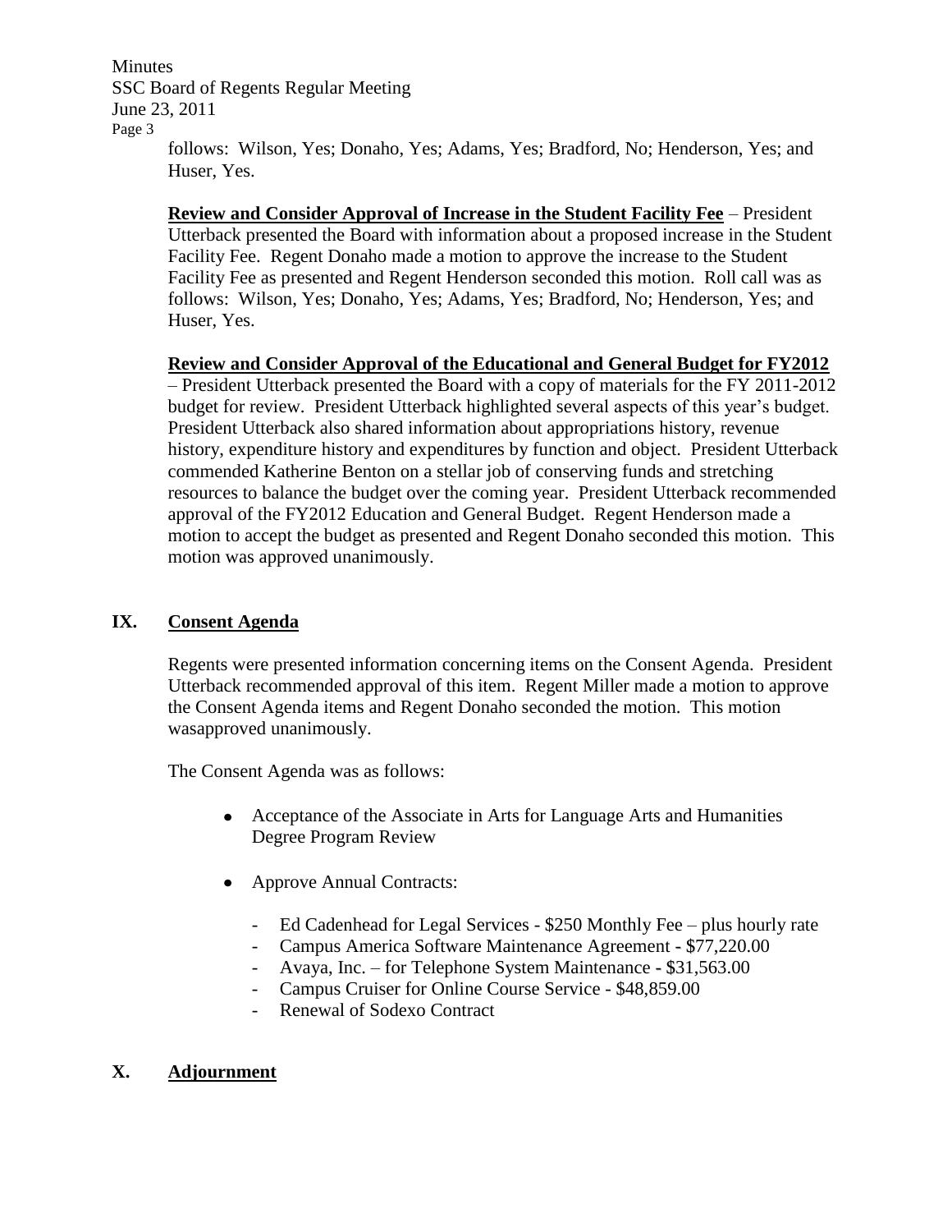follows: Wilson, Yes; Donaho, Yes; Adams, Yes; Bradford, No; Henderson, Yes; and Huser, Yes.

**Review and Consider Approval of Increase in the Student Facility Fee** – President Utterback presented the Board with information about a proposed increase in the Student Facility Fee. Regent Donaho made a motion to approve the increase to the Student Facility Fee as presented and Regent Henderson seconded this motion. Roll call was as follows: Wilson, Yes; Donaho, Yes; Adams, Yes; Bradford, No; Henderson, Yes; and Huser, Yes.

**Review and Consider Approval of the Educational and General Budget for FY2012** – President Utterback presented the Board with a copy of materials for the FY 2011-2012 budget for review. President Utterback highlighted several aspects of this year's budget. President Utterback also shared information about appropriations history, revenue history, expenditure history and expenditures by function and object. President Utterback commended Katherine Benton on a stellar job of conserving funds and stretching resources to balance the budget over the coming year. President Utterback recommended approval of the FY2012 Education and General Budget. Regent Henderson made a motion to accept the budget as presented and Regent Donaho seconded this motion. This motion was approved unanimously.

## IX. Consent Agenda

Regents were presented information concerning items on the Consent Agenda. President Utterback recommended approval of this item. Regent Miller made a motion to approve the Consent Agenda items and Regent Donaho seconded the motion. This motion wasapproved unanimously.

The Consent Agenda was as follows:

- Acceptance of the Associate in Arts for Language Arts and Humanities Degree Program Review
- Approve Annual Contracts:
  - Ed Cadenhead for Legal Services - $250 Monthly Fee – plus hourly rate
  - Campus America Software Maintenance Agreement - $77,220.00
  - Avaya, Inc. – for Telephone System Maintenance - $31,563.00
  - Campus Cruiser for Online Course Service - $48,859.00
  - Renewal of Sodexo Contract

## X. Adjournment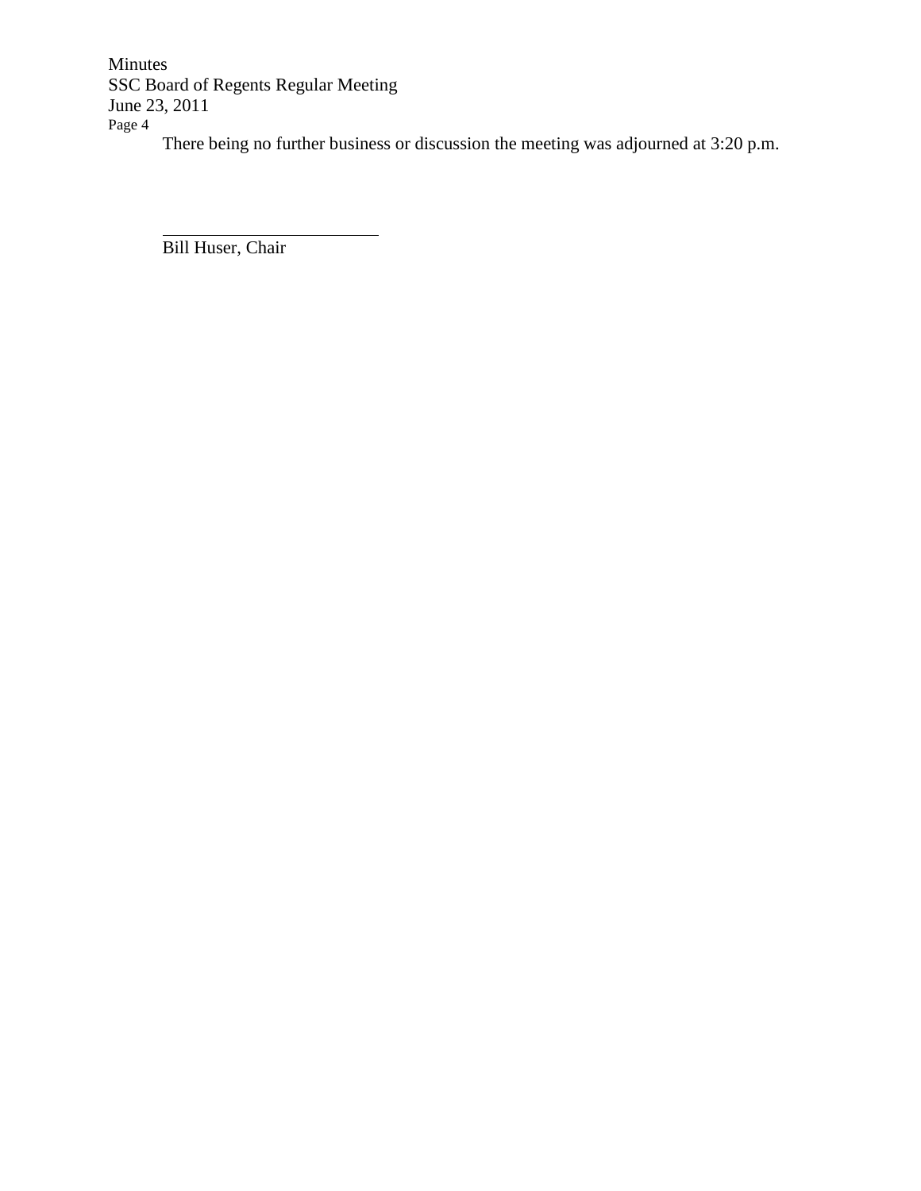There being no further business or discussion the meeting was adjourned at 3:20 p.m.

\_\_\_\_\_\_\_\_\_\_\_\_\_\_\_\_\_\_\_\_\_\_\_\_\_\_

Bill Huser, Chair